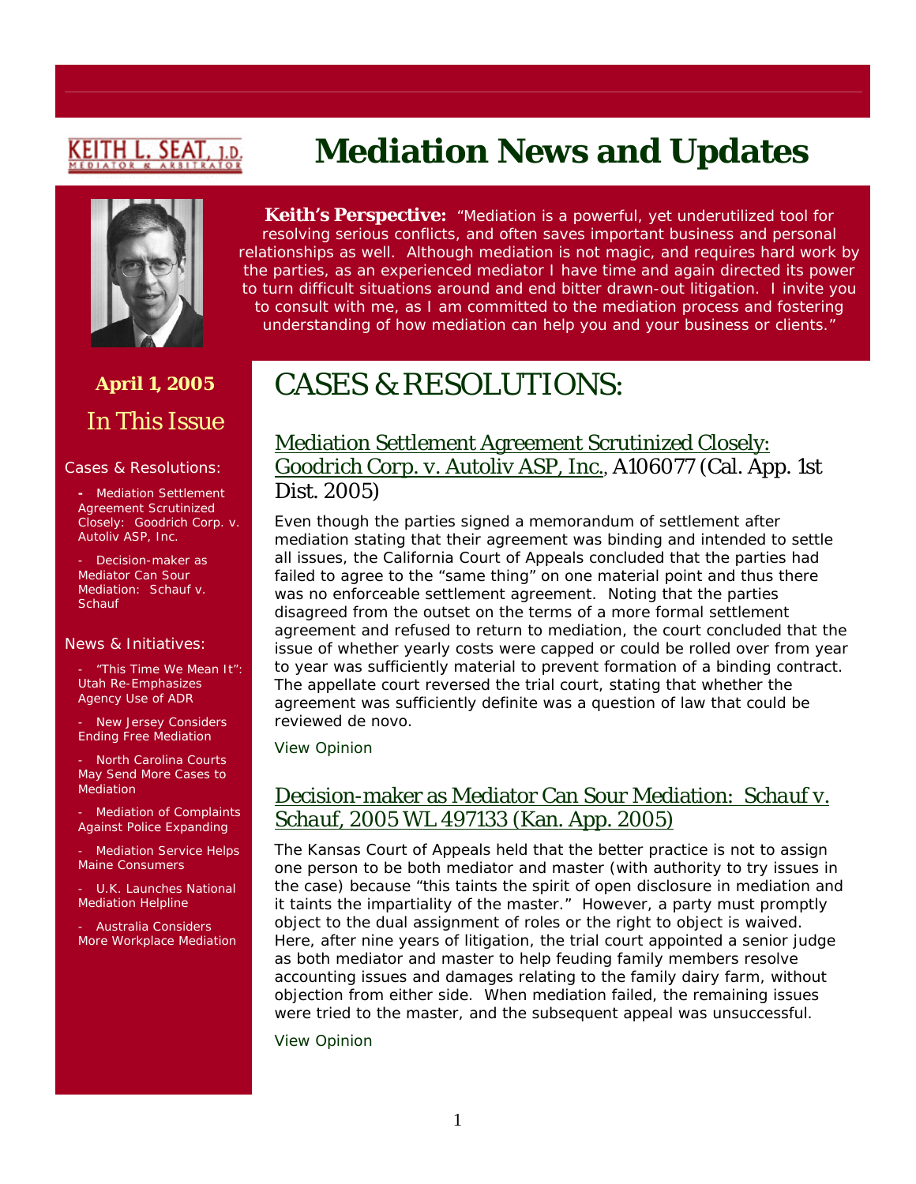KEITH L. SEAT, J.D.
MEDIATOR & ARBITRATOR

# Mediation News and Updates

**Keith's Perspective:** "Mediation is a powerful, yet underutilized tool for resolving serious conflicts, and often saves important business and personal relationships as well. Although mediation is not magic, and requires hard work by the parties, as an experienced mediator I have time and again directed its power to turn difficult situations around and end bitter drawn-out litigation. I invite you to consult with me, as I am committed to the mediation process and fostering understanding of how mediation can help you and your business or clients."

**April 1, 2005**

## In This Issue

Cases & Resolutions:

- Mediation Settlement Agreement Scrutinized Closely: Goodrich Corp. v. Autoliv ASP, Inc.
- Decision-maker as Mediator Can Sour Mediation: Schauf v. Schauf

News & Initiatives:

- "This Time We Mean It": Utah Re-Emphasizes Agency Use of ADR
- New Jersey Considers Ending Free Mediation
- North Carolina Courts May Send More Cases to Mediation
- Mediation of Complaints Against Police Expanding
- Mediation Service Helps Maine Consumers
- U.K. Launches National Mediation Helpline
- Australia Considers More Workplace Mediation

# CASES & RESOLUTIONS:

### Mediation Settlement Agreement Scrutinized Closely: Goodrich Corp. v. Autoliv ASP, Inc., A106077 (Cal. App. 1st Dist. 2005)

Even though the parties signed a memorandum of settlement after mediation stating that their agreement was binding and intended to settle all issues, the California Court of Appeals concluded that the parties had failed to agree to the "same thing" on one material point and thus there was no enforceable settlement agreement. Noting that the parties disagreed from the outset on the terms of a more formal settlement agreement and refused to return to mediation, the court concluded that the issue of whether yearly costs were capped or could be rolled over from year to year was sufficiently material to prevent formation of a binding contract. The appellate court reversed the trial court, stating that whether the agreement was sufficiently definite was a question of law that could be reviewed de novo.

View Opinion

### Decision-maker as Mediator Can Sour Mediation: Schauf v. Schauf, 2005 WL 497133 (Kan. App. 2005)

The Kansas Court of Appeals held that the better practice is not to assign one person to be both mediator and master (with authority to try issues in the case) because "this taints the spirit of open disclosure in mediation and it taints the impartiality of the master." However, a party must promptly object to the dual assignment of roles or the right to object is waived. Here, after nine years of litigation, the trial court appointed a senior judge as both mediator and master to help feuding family members resolve accounting issues and damages relating to the family dairy farm, without objection from either side. When mediation failed, the remaining issues were tried to the master, and the subsequent appeal was unsuccessful.

View Opinion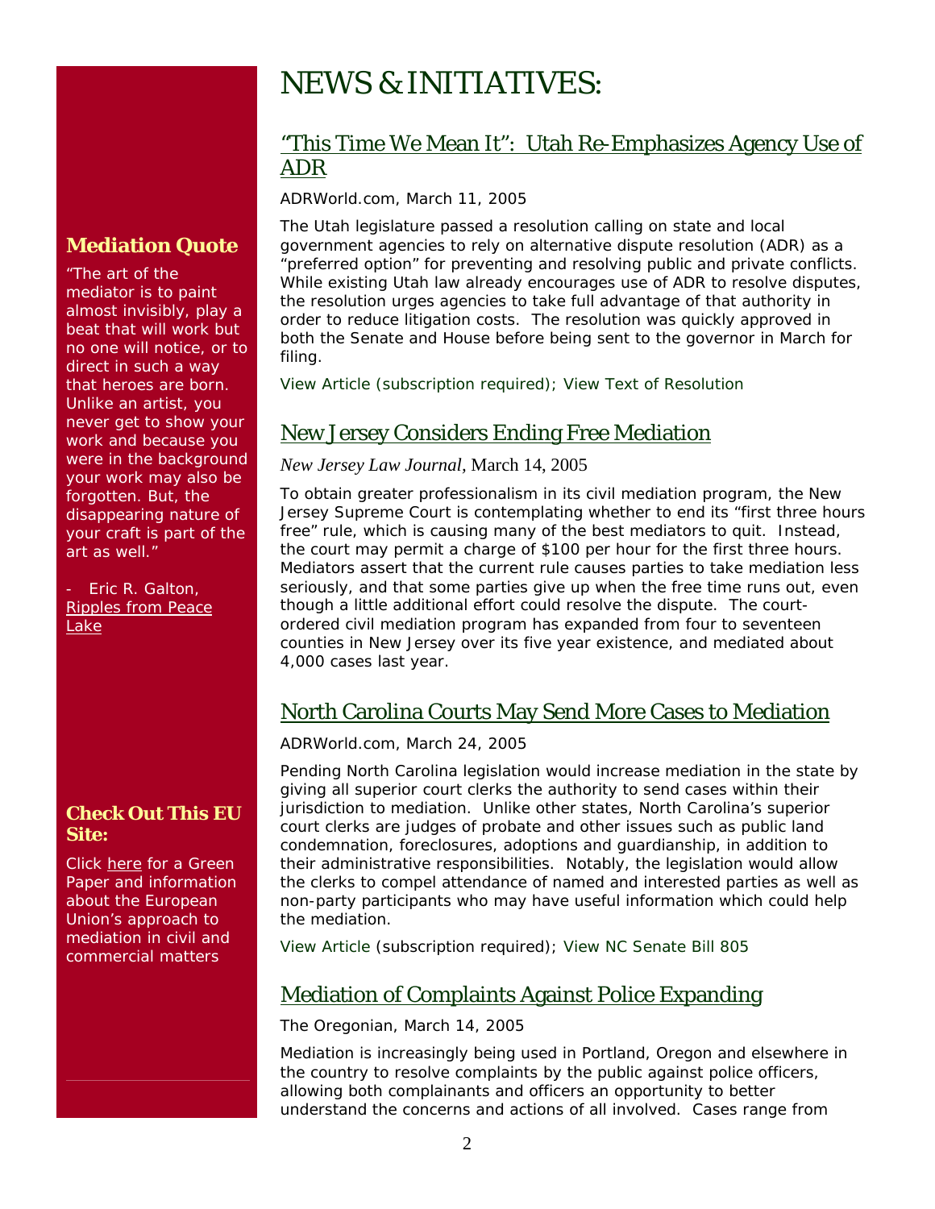# NEWS & INITIATIVES:

## "This Time We Mean It": Utah Re-Emphasizes Agency Use of ADR

ADRWorld.com, March 11, 2005

The Utah legislature passed a resolution calling on state and local government agencies to rely on alternative dispute resolution (ADR) as a "preferred option" for preventing and resolving public and private conflicts. While existing Utah law already encourages use of ADR to resolve disputes, the resolution urges agencies to take full advantage of that authority in order to reduce litigation costs. The resolution was quickly approved in both the Senate and House before being sent to the governor in March for filing.

View Article (subscription required); View Text of Resolution

## New Jersey Considers Ending Free Mediation

*New Jersey Law Journal*, March 14, 2005

To obtain greater professionalism in its civil mediation program, the New Jersey Supreme Court is contemplating whether to end its "first three hours free" rule, which is causing many of the best mediators to quit. Instead, the court may permit a charge of $100 per hour for the first three hours. Mediators assert that the current rule causes parties to take mediation less seriously, and that some parties give up when the free time runs out, even though a little additional effort could resolve the dispute. The court-ordered civil mediation program has expanded from four to seventeen counties in New Jersey over its five year existence, and mediated about 4,000 cases last year.

## North Carolina Courts May Send More Cases to Mediation

ADRWorld.com, March 24, 2005

Pending North Carolina legislation would increase mediation in the state by giving all superior court clerks the authority to send cases within their jurisdiction to mediation. Unlike other states, North Carolina's superior court clerks are judges of probate and other issues such as public land condemnation, foreclosures, adoptions and guardianship, in addition to their administrative responsibilities. Notably, the legislation would allow the clerks to compel attendance of named and interested parties as well as non-party participants who may have useful information which could help the mediation.

View Article (subscription required); View NC Senate Bill 805

## Mediation of Complaints Against Police Expanding

The Oregonian, March 14, 2005

Mediation is increasingly being used in Portland, Oregon and elsewhere in the country to resolve complaints by the public against police officers, allowing both complainants and officers an opportunity to better understand the concerns and actions of all involved. Cases range from

### Mediation Quote

"The art of the mediator is to paint almost invisibly, play a beat that will work but no one will notice, or to direct in such a way that heroes are born. Unlike an artist, you never get to show your work and because you were in the background your work may also be forgotten. But, the disappearing nature of your craft is part of the art as well."

\- Eric R. Galton, Ripples from Peace Lake

### Check Out This EU Site:

Click here for a Green Paper and information about the European Union's approach to mediation in civil and commercial matters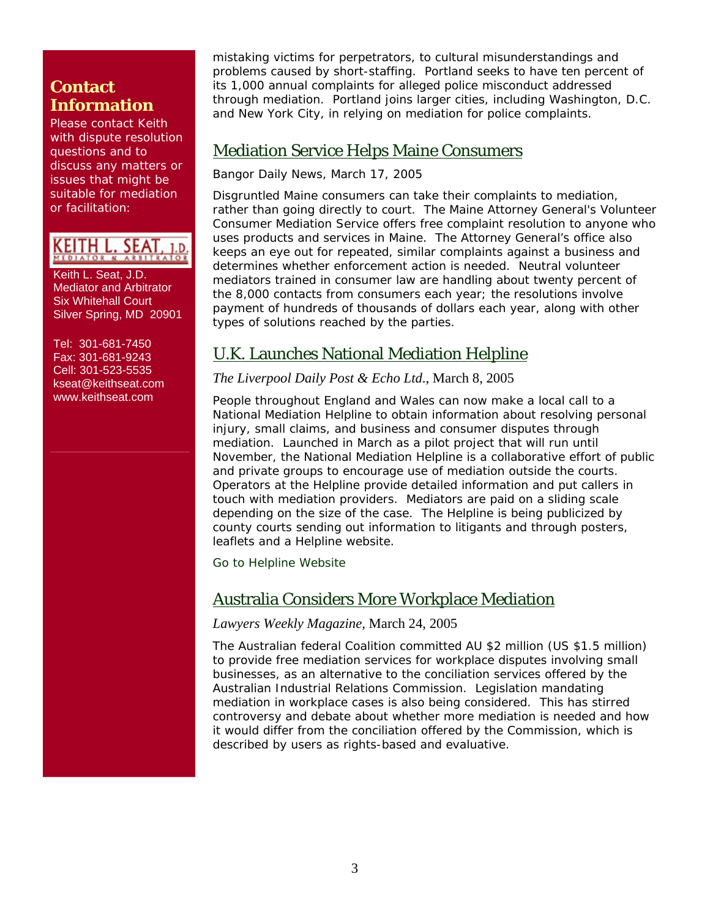## Contact Information

Please contact Keith with dispute resolution questions and to discuss any matters or issues that might be suitable for mediation or facilitation:

KEITH L. SEAT, J.D.
MEDIATOR & ARBITRATOR

Keith L. Seat, J.D.
Mediator and Arbitrator
Six Whitehall Court
Silver Spring, MD 20901

Tel: 301-681-7450
Fax: 301-681-9243
Cell: 301-523-5535
kseat@keithseat.com
www.keithseat.com

mistaking victims for perpetrators, to cultural misunderstandings and problems caused by short-staffing. Portland seeks to have ten percent of its 1,000 annual complaints for alleged police misconduct addressed through mediation. Portland joins larger cities, including Washington, D.C. and New York City, in relying on mediation for police complaints.

## Mediation Service Helps Maine Consumers

Bangor Daily News, March 17, 2005

Disgruntled Maine consumers can take their complaints to mediation, rather than going directly to court. The Maine Attorney General's Volunteer Consumer Mediation Service offers free complaint resolution to anyone who uses products and services in Maine. The Attorney General's office also keeps an eye out for repeated, similar complaints against a business and determines whether enforcement action is needed. Neutral volunteer mediators trained in consumer law are handling about twenty percent of the 8,000 contacts from consumers each year; the resolutions involve payment of hundreds of thousands of dollars each year, along with other types of solutions reached by the parties.

## U.K. Launches National Mediation Helpline

*The Liverpool Daily Post & Echo Ltd.*, March 8, 2005

People throughout England and Wales can now make a local call to a National Mediation Helpline to obtain information about resolving personal injury, small claims, and business and consumer disputes through mediation. Launched in March as a pilot project that will run until November, the National Mediation Helpline is a collaborative effort of public and private groups to encourage use of mediation outside the courts. Operators at the Helpline provide detailed information and put callers in touch with mediation providers. Mediators are paid on a sliding scale depending on the size of the case. The Helpline is being publicized by county courts sending out information to litigants and through posters, leaflets and a Helpline website.

Go to Helpline Website

## Australia Considers More Workplace Mediation

*Lawyers Weekly Magazine*, March 24, 2005

The Australian federal Coalition committed AU $2 million (US $1.5 million) to provide free mediation services for workplace disputes involving small businesses, as an alternative to the conciliation services offered by the Australian Industrial Relations Commission. Legislation mandating mediation in workplace cases is also being considered. This has stirred controversy and debate about whether more mediation is needed and how it would differ from the conciliation offered by the Commission, which is described by users as rights-based and evaluative.